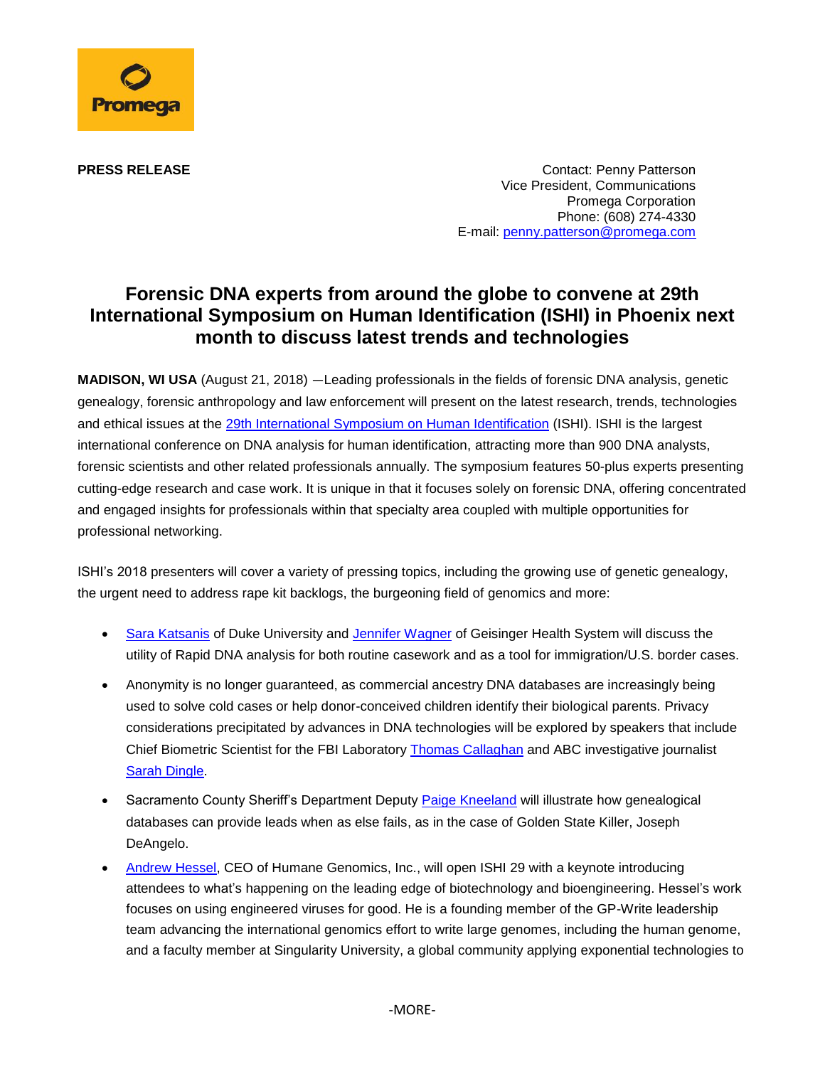Promega

**PRESS RELEASE**

Contact: Penny Patterson
Vice President, Communications
Promega Corporation
Phone: (608) 274-4330
E-mail: penny.patterson@promega.com

# Forensic DNA experts from around the globe to convene at 29th International Symposium on Human Identification (ISHI) in Phoenix next month to discuss latest trends and technologies

**MADISON, WI USA** (August 21, 2018) —Leading professionals in the fields of forensic DNA analysis, genetic genealogy, forensic anthropology and law enforcement will present on the latest research, trends, technologies and ethical issues at the [29th International Symposium on Human Identification](29th International Symposium on Human Identification) (ISHI). ISHI is the largest international conference on DNA analysis for human identification, attracting more than 900 DNA analysts, forensic scientists and other related professionals annually. The symposium features 50-plus experts presenting cutting-edge research and case work. It is unique in that it focuses solely on forensic DNA, offering concentrated and engaged insights for professionals within that specialty area coupled with multiple opportunities for professional networking.

ISHI's 2018 presenters will cover a variety of pressing topics, including the growing use of genetic genealogy, the urgent need to address rape kit backlogs, the burgeoning field of genomics and more:

- Sara Katsanis of Duke University and Jennifer Wagner of Geisinger Health System will discuss the utility of Rapid DNA analysis for both routine casework and as a tool for immigration/U.S. border cases.
- Anonymity is no longer guaranteed, as commercial ancestry DNA databases are increasingly being used to solve cold cases or help donor-conceived children identify their biological parents. Privacy considerations precipitated by advances in DNA technologies will be explored by speakers that include Chief Biometric Scientist for the FBI Laboratory Thomas Callaghan and ABC investigative journalist Sarah Dingle.
- Sacramento County Sheriff's Department Deputy Paige Kneeland will illustrate how genealogical databases can provide leads when as else fails, as in the case of Golden State Killer, Joseph DeAngelo.
- Andrew Hessel, CEO of Humane Genomics, Inc., will open ISHI 29 with a keynote introducing attendees to what's happening on the leading edge of biotechnology and bioengineering. Hessel's work focuses on using engineered viruses for good. He is a founding member of the GP-Write leadership team advancing the international genomics effort to write large genomes, including the human genome, and a faculty member at Singularity University, a global community applying exponential technologies to

-MORE-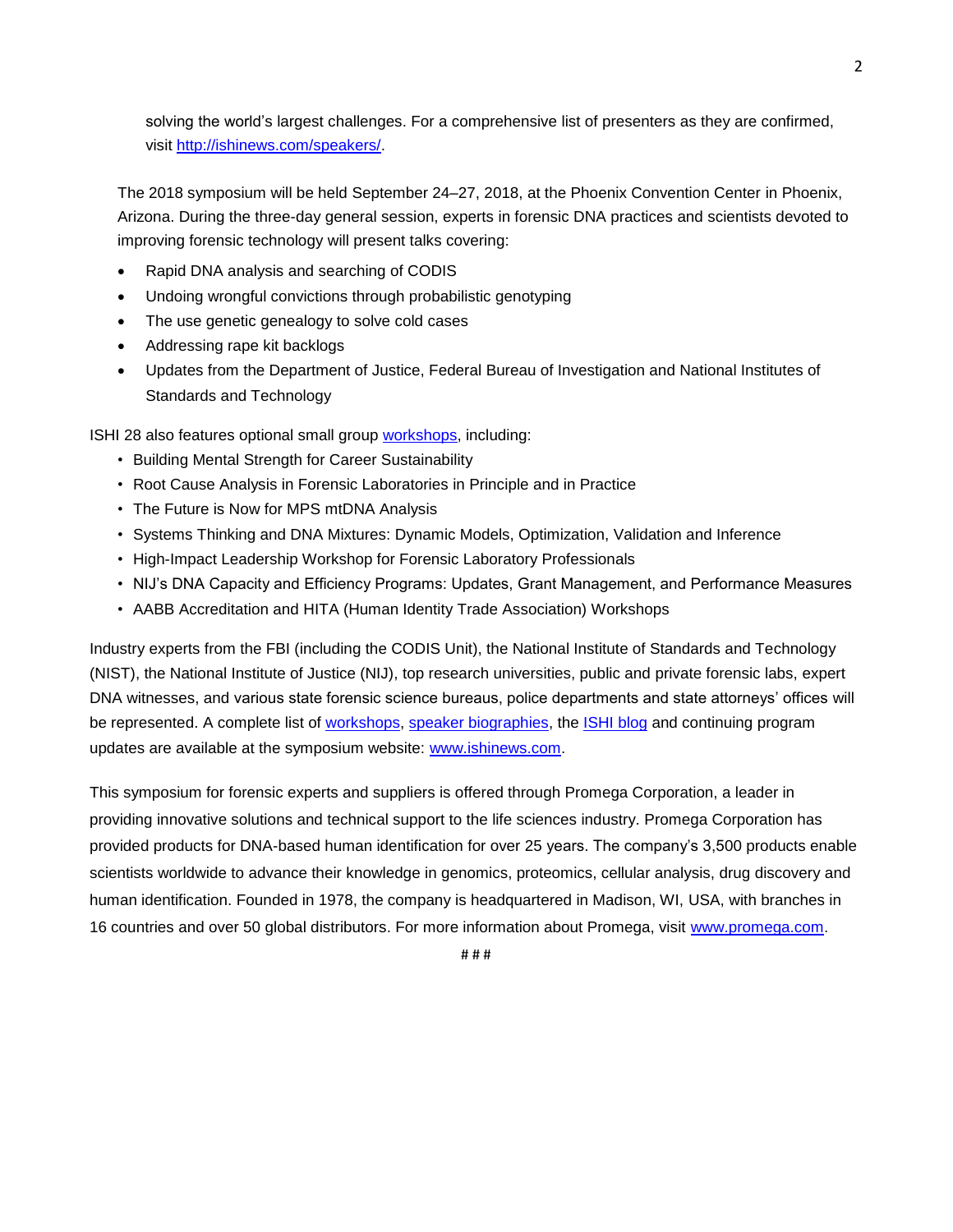solving the world's largest challenges. For a comprehensive list of presenters as they are confirmed, visit http://ishinews.com/speakers/.

The 2018 symposium will be held September 24–27, 2018, at the Phoenix Convention Center in Phoenix, Arizona. During the three-day general session, experts in forensic DNA practices and scientists devoted to improving forensic technology will present talks covering:

- Rapid DNA analysis and searching of CODIS
- Undoing wrongful convictions through probabilistic genotyping
- The use genetic genealogy to solve cold cases
- Addressing rape kit backlogs
- Updates from the Department of Justice, Federal Bureau of Investigation and National Institutes of Standards and Technology

ISHI 28 also features optional small group workshops, including:

- Building Mental Strength for Career Sustainability
- Root Cause Analysis in Forensic Laboratories in Principle and in Practice
- The Future is Now for MPS mtDNA Analysis
- Systems Thinking and DNA Mixtures: Dynamic Models, Optimization, Validation and Inference
- High-Impact Leadership Workshop for Forensic Laboratory Professionals
- NIJ's DNA Capacity and Efficiency Programs: Updates, Grant Management, and Performance Measures
- AABB Accreditation and HITA (Human Identity Trade Association) Workshops

Industry experts from the FBI (including the CODIS Unit), the National Institute of Standards and Technology (NIST), the National Institute of Justice (NIJ), top research universities, public and private forensic labs, expert DNA witnesses, and various state forensic science bureaus, police departments and state attorneys' offices will be represented. A complete list of workshops, speaker biographies, the ISHI blog and continuing program updates are available at the symposium website: www.ishinews.com.

This symposium for forensic experts and suppliers is offered through Promega Corporation, a leader in providing innovative solutions and technical support to the life sciences industry. Promega Corporation has provided products for DNA-based human identification for over 25 years. The company's 3,500 products enable scientists worldwide to advance their knowledge in genomics, proteomics, cellular analysis, drug discovery and human identification. Founded in 1978, the company is headquartered in Madison, WI, USA, with branches in 16 countries and over 50 global distributors. For more information about Promega, visit www.promega.com.

# # #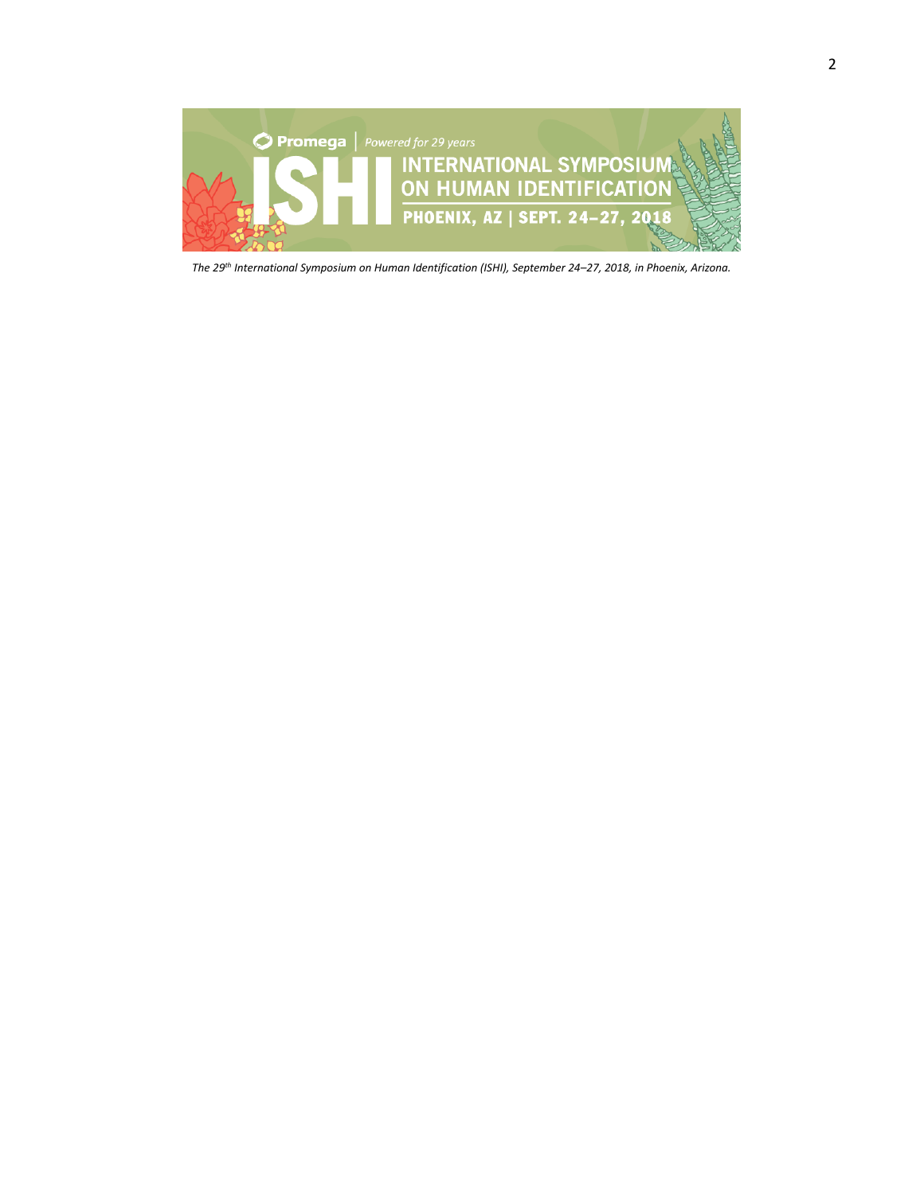*The 29th International Symposium on Human Identification (ISHI), September 24–27, 2018, in Phoenix, Arizona.*